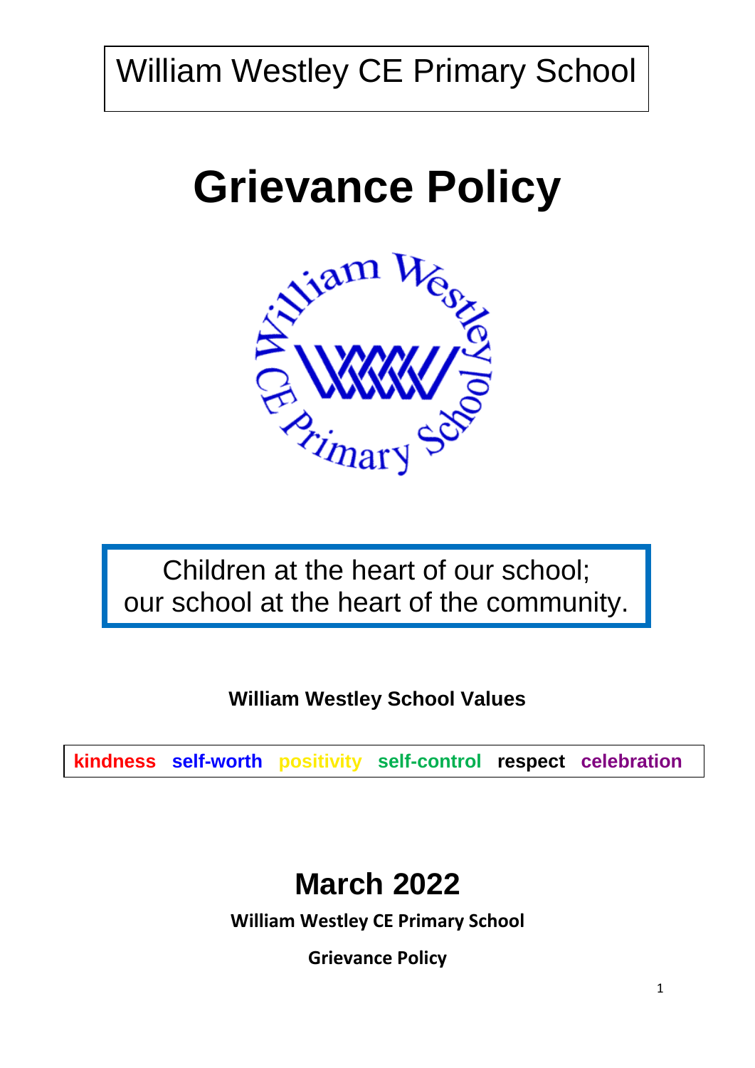William Westley CE Primary School

# Grievance Policy

Children at the heart of our school;
our school at the heart of the community.

**William Westley School Values**

**kindness** **self-worth** **positivity** **self-control** **respect** **celebration**

## March 2022

**William Westley CE Primary School**

**Grievance Policy**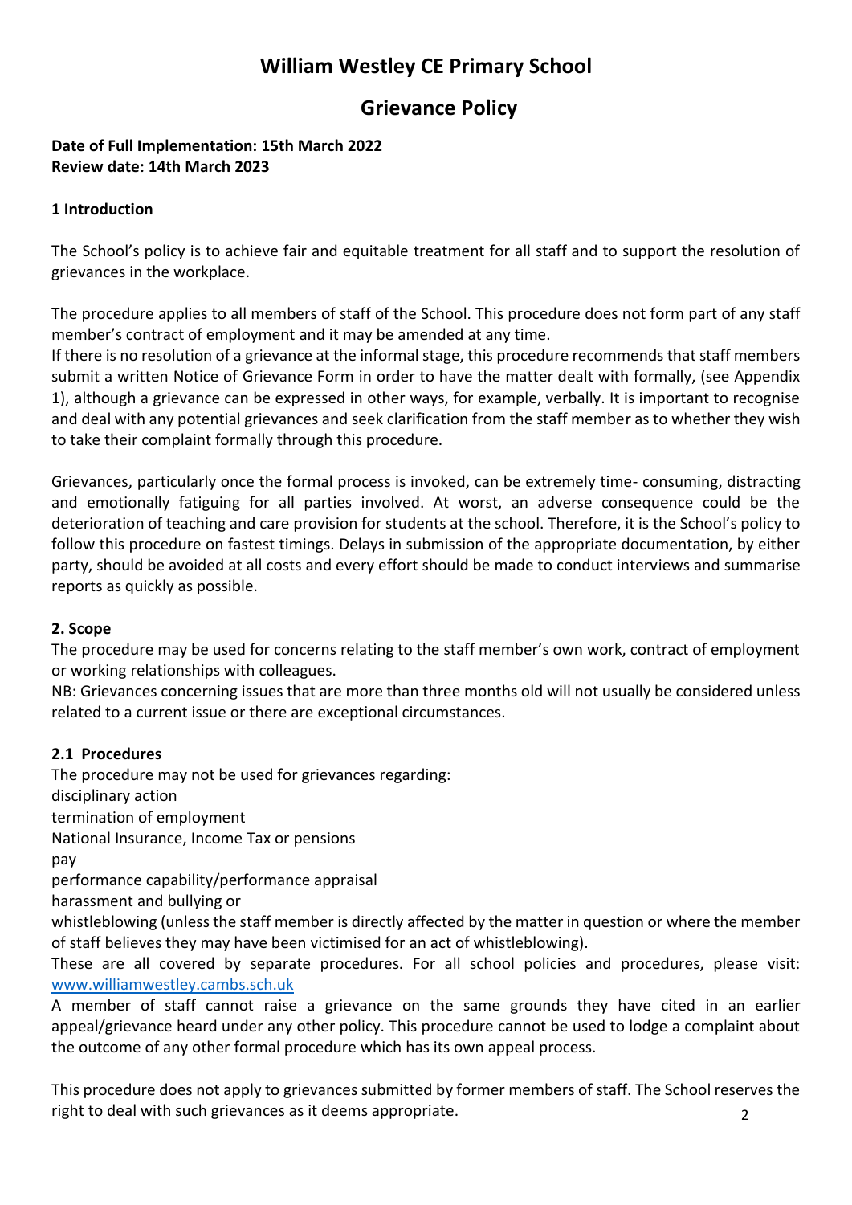# William Westley CE Primary School

## Grievance Policy

**Date of Full Implementation: 15th March 2022**
**Review date: 14th March 2023**

### 1 Introduction

The School's policy is to achieve fair and equitable treatment for all staff and to support the resolution of grievances in the workplace.

The procedure applies to all members of staff of the School. This procedure does not form part of any staff member's contract of employment and it may be amended at any time.

If there is no resolution of a grievance at the informal stage, this procedure recommends that staff members submit a written Notice of Grievance Form in order to have the matter dealt with formally, (see Appendix 1), although a grievance can be expressed in other ways, for example, verbally. It is important to recognise and deal with any potential grievances and seek clarification from the staff member as to whether they wish to take their complaint formally through this procedure.

Grievances, particularly once the formal process is invoked, can be extremely time- consuming, distracting and emotionally fatiguing for all parties involved. At worst, an adverse consequence could be the deterioration of teaching and care provision for students at the school. Therefore, it is the School's policy to follow this procedure on fastest timings. Delays in submission of the appropriate documentation, by either party, should be avoided at all costs and every effort should be made to conduct interviews and summarise reports as quickly as possible.

### 2. Scope

The procedure may be used for concerns relating to the staff member's own work, contract of employment or working relationships with colleagues.

NB: Grievances concerning issues that are more than three months old will not usually be considered unless related to a current issue or there are exceptional circumstances.

### 2.1 Procedures

The procedure may not be used for grievances regarding:

disciplinary action

termination of employment

National Insurance, Income Tax or pensions

pay

performance capability/performance appraisal

harassment and bullying or

whistleblowing (unless the staff member is directly affected by the matter in question or where the member of staff believes they may have been victimised for an act of whistleblowing).

These are all covered by separate procedures. For all school policies and procedures, please visit: [www.williamwestley.cambs.sch.uk](www.williamwestley.cambs.sch.uk)

A member of staff cannot raise a grievance on the same grounds they have cited in an earlier appeal/grievance heard under any other policy. This procedure cannot be used to lodge a complaint about the outcome of any other formal procedure which has its own appeal process.

This procedure does not apply to grievances submitted by former members of staff. The School reserves the right to deal with such grievances as it deems appropriate.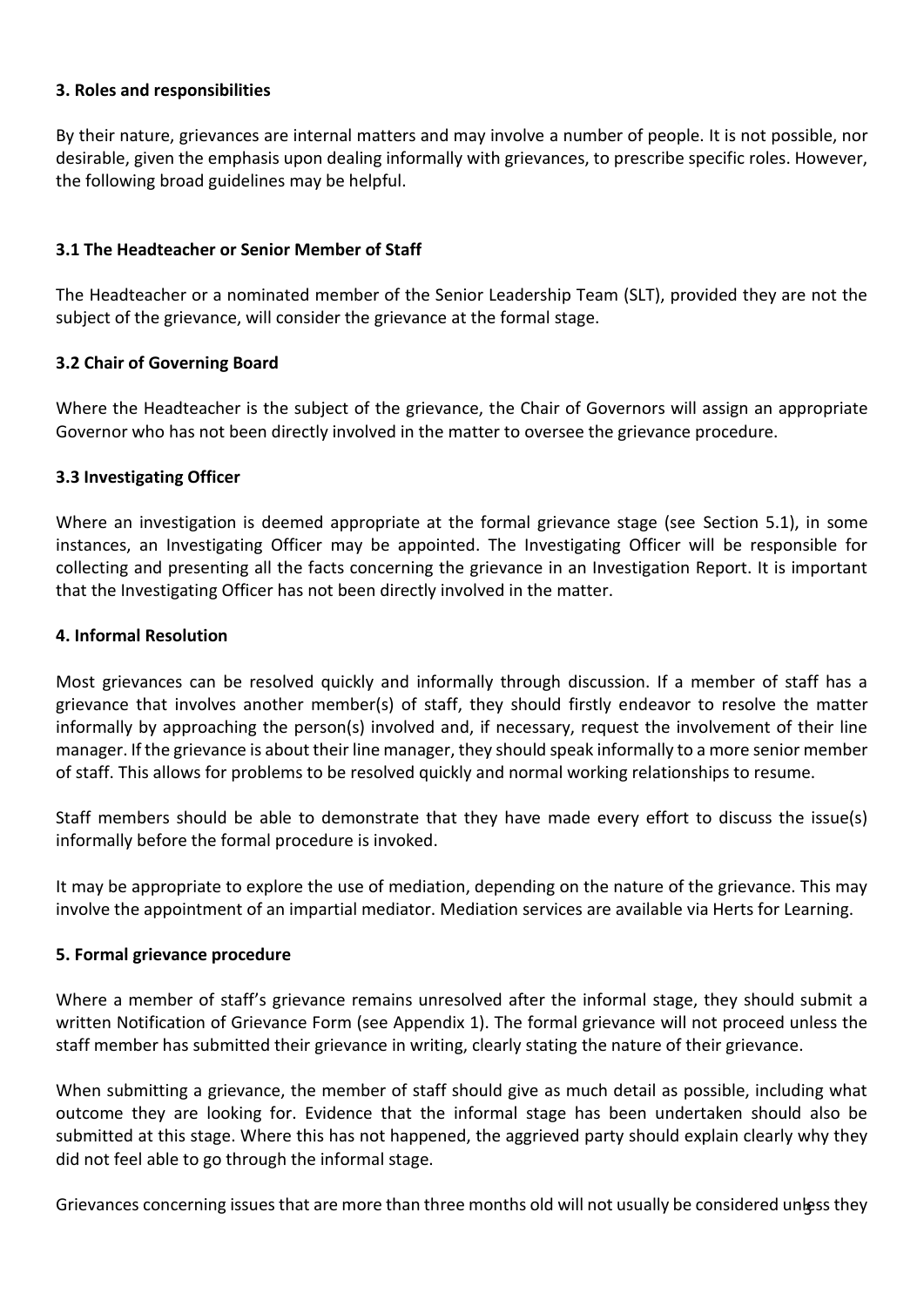## 3. Roles and responsibilities

By their nature, grievances are internal matters and may involve a number of people. It is not possible, nor desirable, given the emphasis upon dealing informally with grievances, to prescribe specific roles. However, the following broad guidelines may be helpful.

### 3.1 The Headteacher or Senior Member of Staff

The Headteacher or a nominated member of the Senior Leadership Team (SLT), provided they are not the subject of the grievance, will consider the grievance at the formal stage.

### 3.2 Chair of Governing Board

Where the Headteacher is the subject of the grievance, the Chair of Governors will assign an appropriate Governor who has not been directly involved in the matter to oversee the grievance procedure.

### 3.3 Investigating Officer

Where an investigation is deemed appropriate at the formal grievance stage (see Section 5.1), in some instances, an Investigating Officer may be appointed. The Investigating Officer will be responsible for collecting and presenting all the facts concerning the grievance in an Investigation Report. It is important that the Investigating Officer has not been directly involved in the matter.

## 4. Informal Resolution

Most grievances can be resolved quickly and informally through discussion. If a member of staff has a grievance that involves another member(s) of staff, they should firstly endeavor to resolve the matter informally by approaching the person(s) involved and, if necessary, request the involvement of their line manager. If the grievance is about their line manager, they should speak informally to a more senior member of staff. This allows for problems to be resolved quickly and normal working relationships to resume.

Staff members should be able to demonstrate that they have made every effort to discuss the issue(s) informally before the formal procedure is invoked.

It may be appropriate to explore the use of mediation, depending on the nature of the grievance. This may involve the appointment of an impartial mediator. Mediation services are available via Herts for Learning.

## 5. Formal grievance procedure

Where a member of staff's grievance remains unresolved after the informal stage, they should submit a written Notification of Grievance Form (see Appendix 1). The formal grievance will not proceed unless the staff member has submitted their grievance in writing, clearly stating the nature of their grievance.

When submitting a grievance, the member of staff should give as much detail as possible, including what outcome they are looking for. Evidence that the informal stage has been undertaken should also be submitted at this stage. Where this has not happened, the aggrieved party should explain clearly why they did not feel able to go through the informal stage.

Grievances concerning issues that are more than three months old will not usually be considered unless they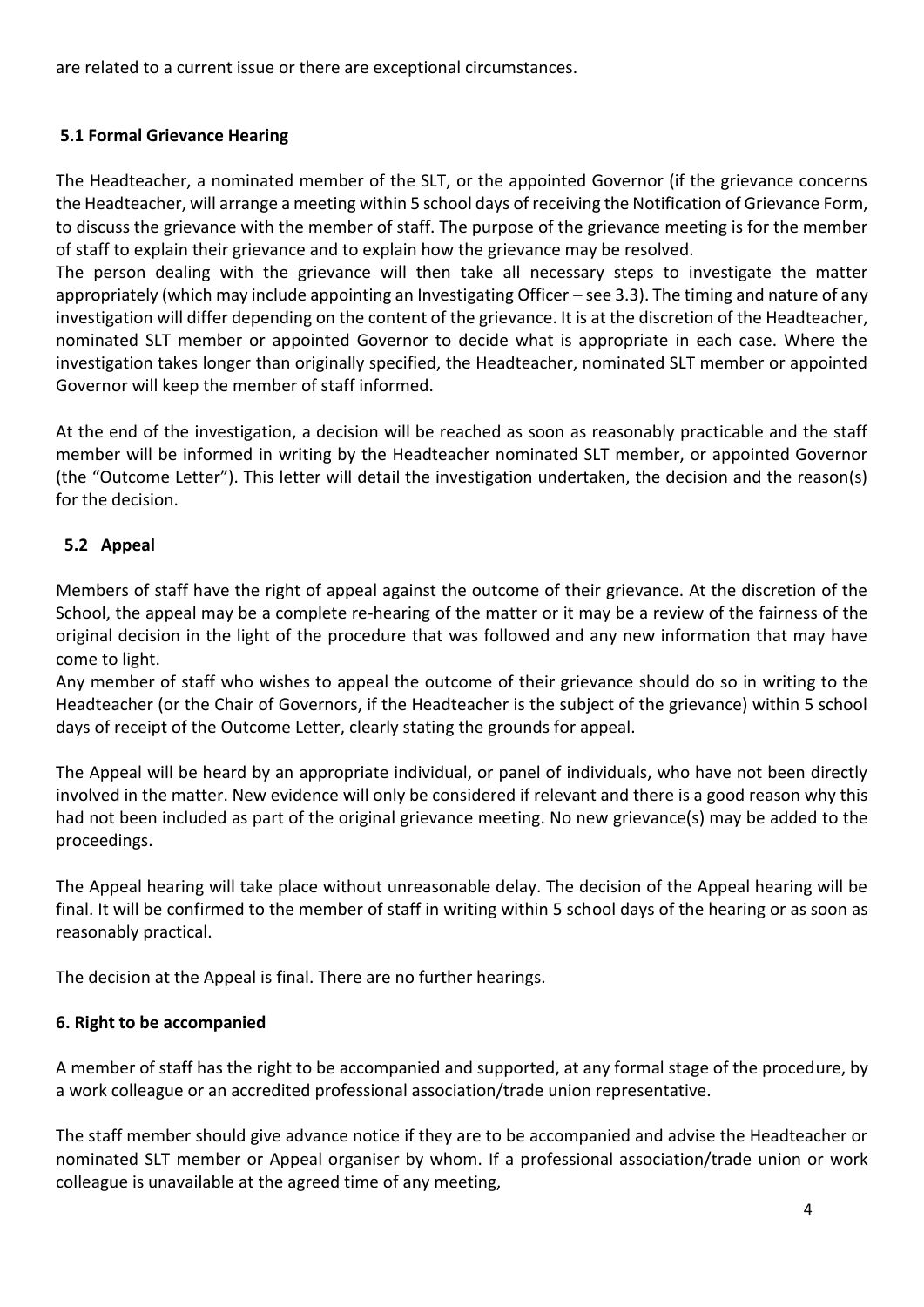are related to a current issue or there are exceptional circumstances.

### 5.1 Formal Grievance Hearing

The Headteacher, a nominated member of the SLT, or the appointed Governor (if the grievance concerns the Headteacher, will arrange a meeting within 5 school days of receiving the Notification of Grievance Form, to discuss the grievance with the member of staff. The purpose of the grievance meeting is for the member of staff to explain their grievance and to explain how the grievance may be resolved.

The person dealing with the grievance will then take all necessary steps to investigate the matter appropriately (which may include appointing an Investigating Officer – see 3.3). The timing and nature of any investigation will differ depending on the content of the grievance. It is at the discretion of the Headteacher, nominated SLT member or appointed Governor to decide what is appropriate in each case. Where the investigation takes longer than originally specified, the Headteacher, nominated SLT member or appointed Governor will keep the member of staff informed.

At the end of the investigation, a decision will be reached as soon as reasonably practicable and the staff member will be informed in writing by the Headteacher nominated SLT member, or appointed Governor (the "Outcome Letter"). This letter will detail the investigation undertaken, the decision and the reason(s) for the decision.

### 5.2 Appeal

Members of staff have the right of appeal against the outcome of their grievance. At the discretion of the School, the appeal may be a complete re-hearing of the matter or it may be a review of the fairness of the original decision in the light of the procedure that was followed and any new information that may have come to light.

Any member of staff who wishes to appeal the outcome of their grievance should do so in writing to the Headteacher (or the Chair of Governors, if the Headteacher is the subject of the grievance) within 5 school days of receipt of the Outcome Letter, clearly stating the grounds for appeal.

The Appeal will be heard by an appropriate individual, or panel of individuals, who have not been directly involved in the matter. New evidence will only be considered if relevant and there is a good reason why this had not been included as part of the original grievance meeting. No new grievance(s) may be added to the proceedings.

The Appeal hearing will take place without unreasonable delay. The decision of the Appeal hearing will be final. It will be confirmed to the member of staff in writing within 5 school days of the hearing or as soon as reasonably practical.

The decision at the Appeal is final. There are no further hearings.

## 6. Right to be accompanied

A member of staff has the right to be accompanied and supported, at any formal stage of the procedure, by a work colleague or an accredited professional association/trade union representative.

The staff member should give advance notice if they are to be accompanied and advise the Headteacher or nominated SLT member or Appeal organiser by whom. If a professional association/trade union or work colleague is unavailable at the agreed time of any meeting,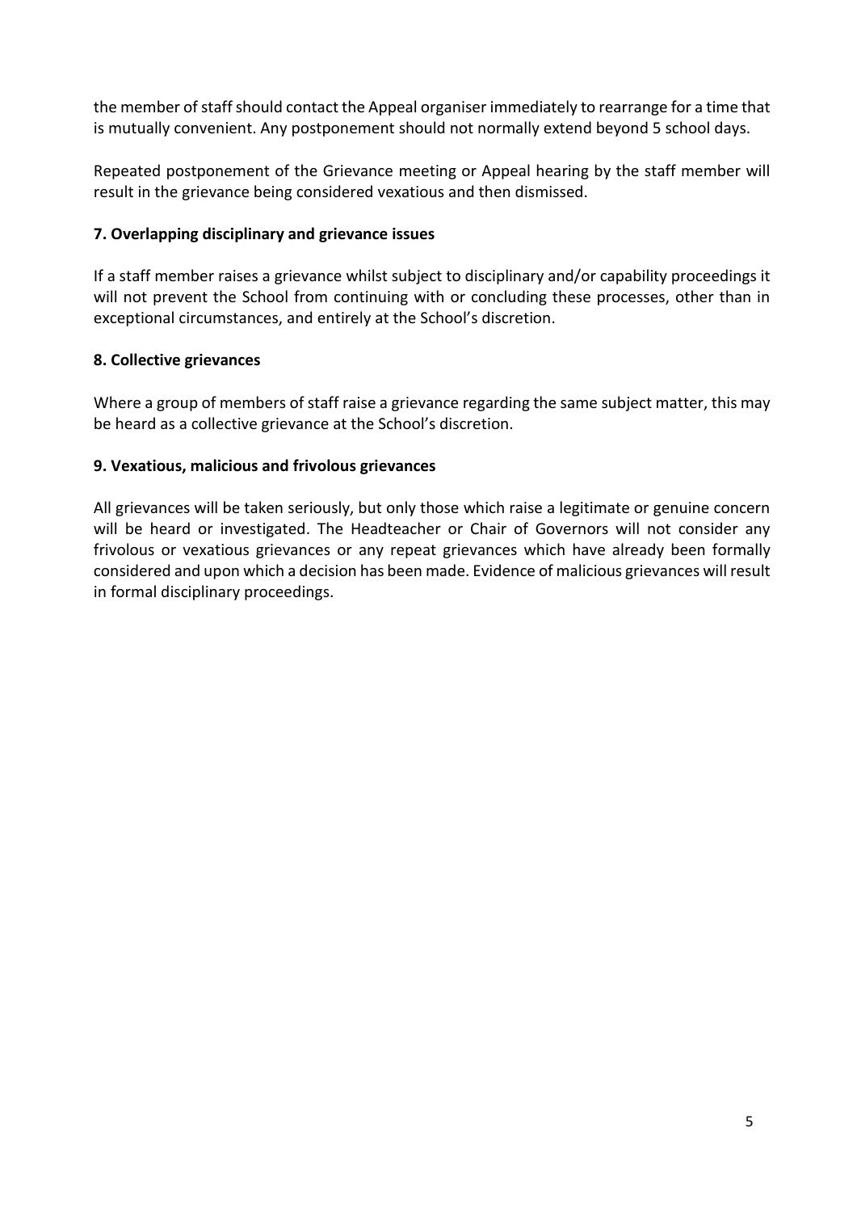the member of staff should contact the Appeal organiser immediately to rearrange for a time that is mutually convenient. Any postponement should not normally extend beyond 5 school days.

Repeated postponement of the Grievance meeting or Appeal hearing by the staff member will result in the grievance being considered vexatious and then dismissed.

### 7. Overlapping disciplinary and grievance issues

If a staff member raises a grievance whilst subject to disciplinary and/or capability proceedings it will not prevent the School from continuing with or concluding these processes, other than in exceptional circumstances, and entirely at the School's discretion.

### 8. Collective grievances

Where a group of members of staff raise a grievance regarding the same subject matter, this may be heard as a collective grievance at the School's discretion.

### 9. Vexatious, malicious and frivolous grievances

All grievances will be taken seriously, but only those which raise a legitimate or genuine concern will be heard or investigated. The Headteacher or Chair of Governors will not consider any frivolous or vexatious grievances or any repeat grievances which have already been formally considered and upon which a decision has been made. Evidence of malicious grievances will result in formal disciplinary proceedings.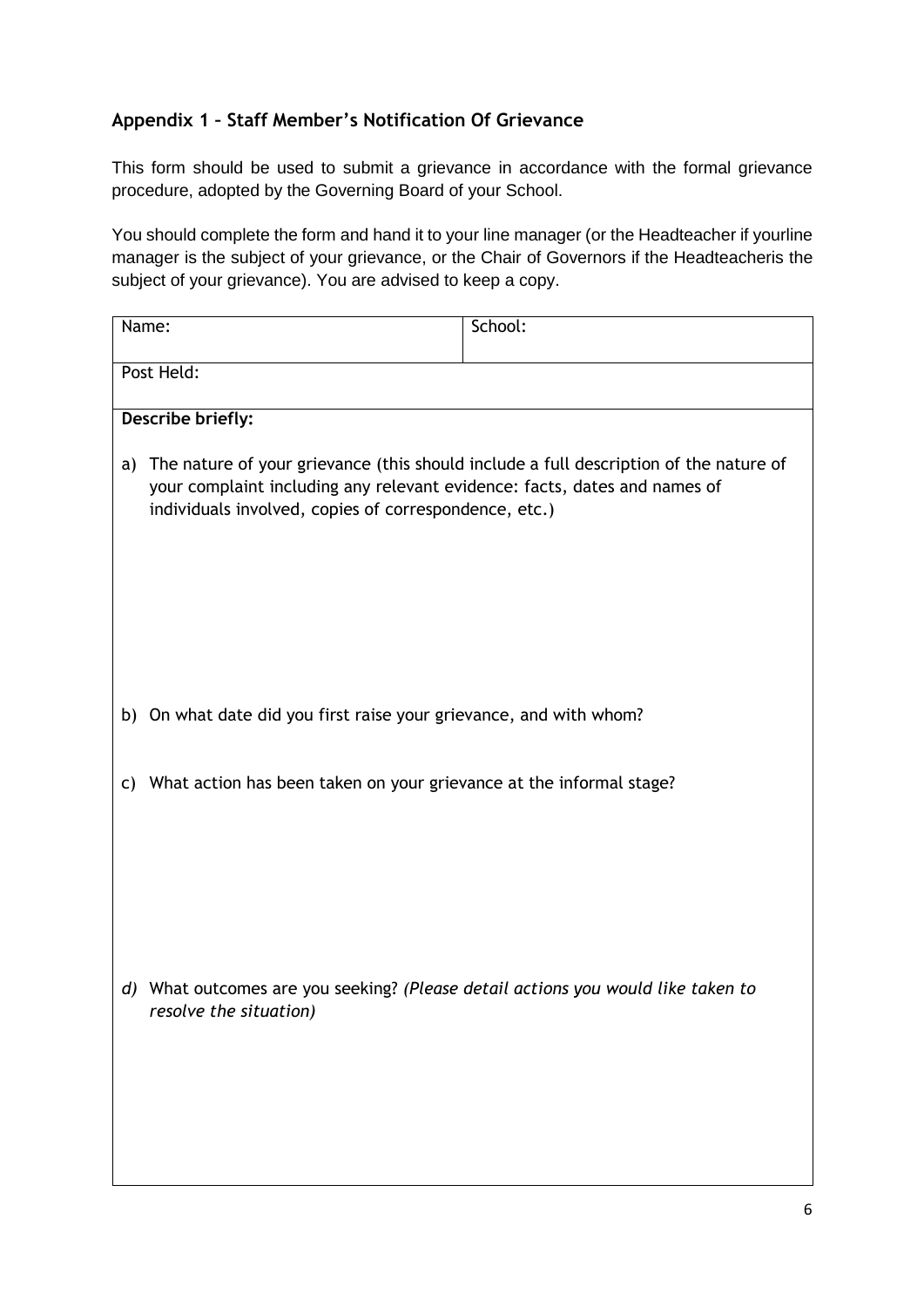## Appendix 1 – Staff Member's Notification Of Grievance

This form should be used to submit a grievance in accordance with the formal grievance procedure, adopted by the Governing Board of your School.

You should complete the form and hand it to your line manager (or the Headteacher if yourline manager is the subject of your grievance, or the Chair of Governors if the Headteacheris the subject of your grievance). You are advised to keep a copy.

| Name: | School: |
|---|---|
| Post Held: | |

**Describe briefly:**

a) The nature of your grievance (this should include a full description of the nature of your complaint including any relevant evidence: facts, dates and names of individuals involved, copies of correspondence, etc.)

b) On what date did you first raise your grievance, and with whom?

c) What action has been taken on your grievance at the informal stage?

*d)* What outcomes are you seeking? *(Please detail actions you would like taken to resolve the situation)*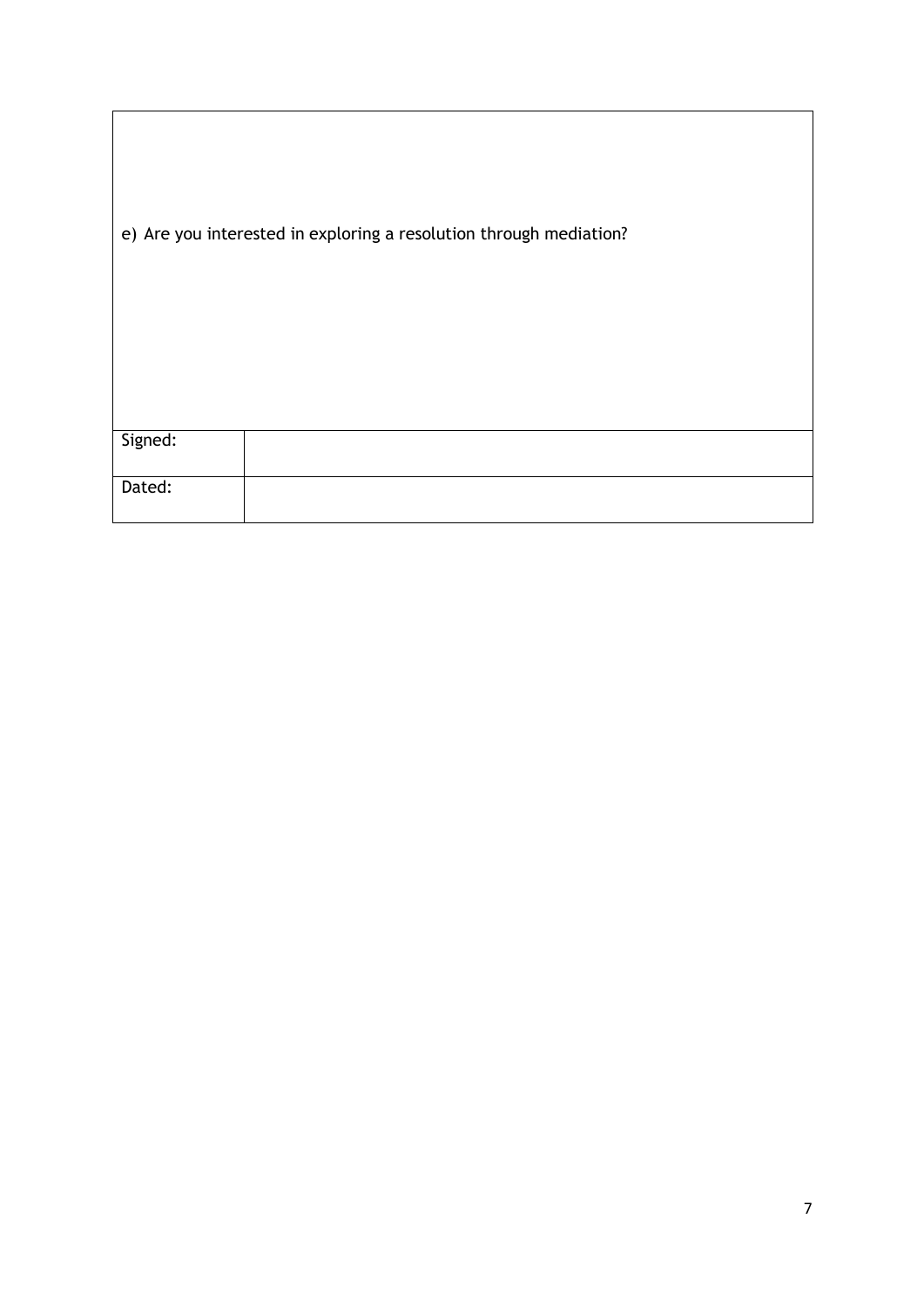e) Are you interested in exploring a resolution through mediation?

| Signed: | |
|---|---|
| Dated: | |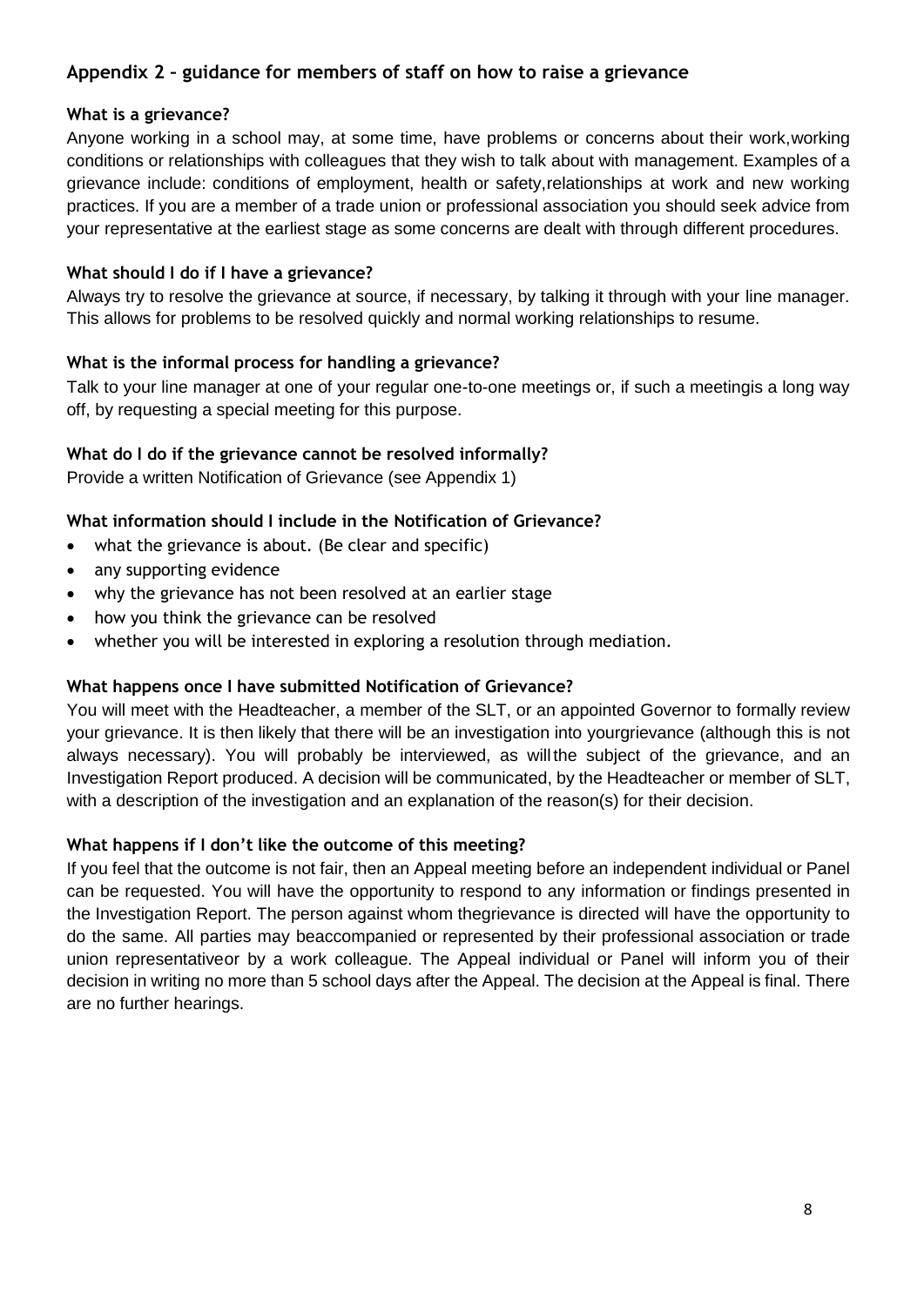## Appendix 2 – guidance for members of staff on how to raise a grievance

### What is a grievance?

Anyone working in a school may, at some time, have problems or concerns about their work,working conditions or relationships with colleagues that they wish to talk about with management. Examples of a grievance include: conditions of employment, health or safety,relationships at work and new working practices. If you are a member of a trade union or professional association you should seek advice from your representative at the earliest stage as some concerns are dealt with through different procedures.

### What should I do if I have a grievance?

Always try to resolve the grievance at source, if necessary, by talking it through with your line manager. This allows for problems to be resolved quickly and normal working relationships to resume.

### What is the informal process for handling a grievance?

Talk to your line manager at one of your regular one-to-one meetings or, if such a meetingis a long way off, by requesting a special meeting for this purpose.

### What do I do if the grievance cannot be resolved informally?

Provide a written Notification of Grievance (see Appendix 1)

### What information should I include in the Notification of Grievance?

- what the grievance is about. (Be clear and specific)
- any supporting evidence
- why the grievance has not been resolved at an earlier stage
- how you think the grievance can be resolved
- whether you will be interested in exploring a resolution through mediation.

### What happens once I have submitted Notification of Grievance?

You will meet with the Headteacher, a member of the SLT, or an appointed Governor to formally review your grievance. It is then likely that there will be an investigation into yourgrievance (although this is not always necessary). You will probably be interviewed, as willthe subject of the grievance, and an Investigation Report produced. A decision will be communicated, by the Headteacher or member of SLT, with a description of the investigation and an explanation of the reason(s) for their decision.

### What happens if I don't like the outcome of this meeting?

If you feel that the outcome is not fair, then an Appeal meeting before an independent individual or Panel can be requested. You will have the opportunity to respond to any information or findings presented in the Investigation Report. The person against whom thegrievance is directed will have the opportunity to do the same. All parties may beaccompanied or represented by their professional association or trade union representativeor by a work colleague. The Appeal individual or Panel will inform you of their decision in writing no more than 5 school days after the Appeal. The decision at the Appeal is final. There are no further hearings.